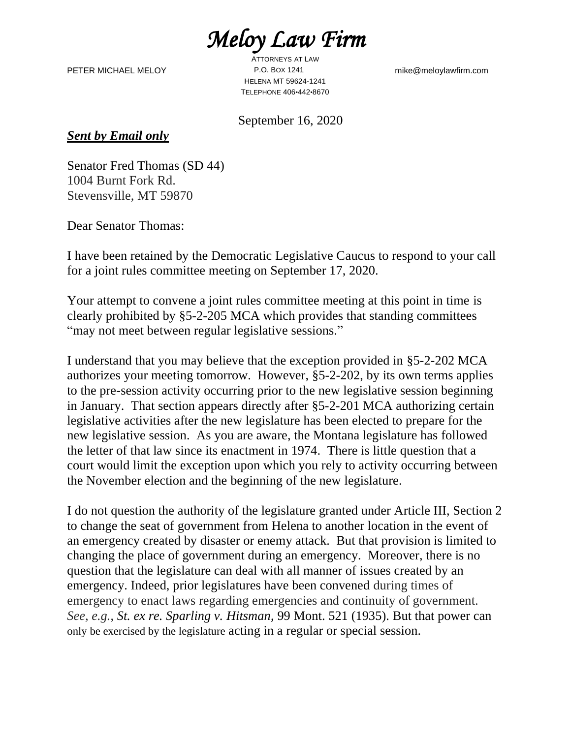# *Meloy Law Firm*

ATTORNEYS AT LAW

PETER MICHAEL MELOY

P.O. BOX 1241
HELENA MT 59624-1241
TELEPHONE 406•442•8670

mike@meloylawfirm.com

September 16, 2020

***Sent by Email only***

Senator Fred Thomas (SD 44)
1004 Burnt Fork Rd.
Stevensville, MT 59870

Dear Senator Thomas:

I have been retained by the Democratic Legislative Caucus to respond to your call for a joint rules committee meeting on September 17, 2020.

Your attempt to convene a joint rules committee meeting at this point in time is clearly prohibited by §5-2-205 MCA which provides that standing committees "may not meet between regular legislative sessions."

I understand that you may believe that the exception provided in §5-2-202 MCA authorizes your meeting tomorrow. However, §5-2-202, by its own terms applies to the pre-session activity occurring prior to the new legislative session beginning in January. That section appears directly after §5-2-201 MCA authorizing certain legislative activities after the new legislature has been elected to prepare for the new legislative session. As you are aware, the Montana legislature has followed the letter of that law since its enactment in 1974. There is little question that a court would limit the exception upon which you rely to activity occurring between the November election and the beginning of the new legislature.

I do not question the authority of the legislature granted under Article III, Section 2 to change the seat of government from Helena to another location in the event of an emergency created by disaster or enemy attack. But that provision is limited to changing the place of government during an emergency. Moreover, there is no question that the legislature can deal with all manner of issues created by an emergency. Indeed, prior legislatures have been convened during times of emergency to enact laws regarding emergencies and continuity of government. *See, e.g., St. ex re. Sparling v. Hitsman*, 99 Mont. 521 (1935). But that power can only be exercised by the legislature acting in a regular or special session.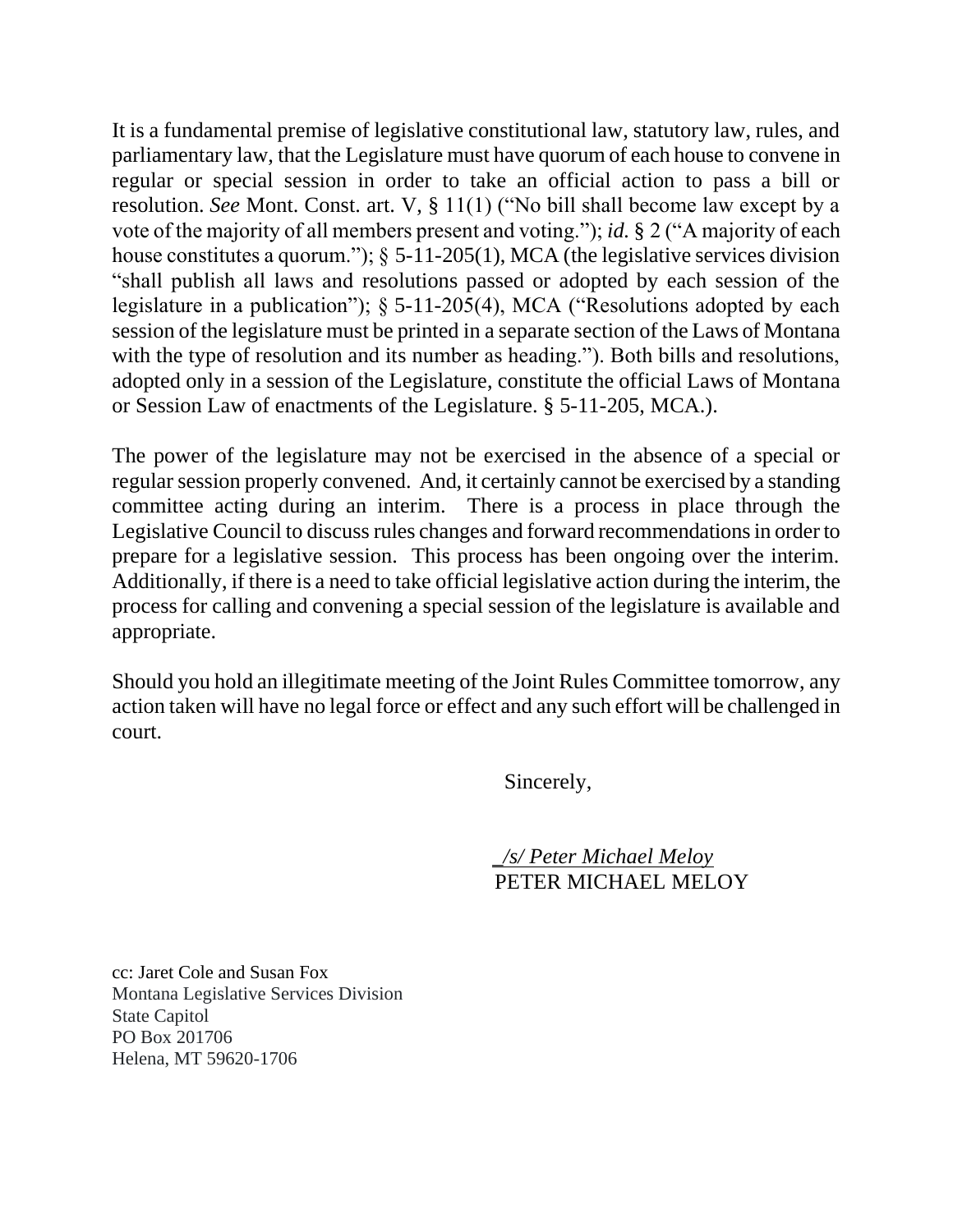It is a fundamental premise of legislative constitutional law, statutory law, rules, and parliamentary law, that the Legislature must have quorum of each house to convene in regular or special session in order to take an official action to pass a bill or resolution. *See* Mont. Const. art. V, § 11(1) ("No bill shall become law except by a vote of the majority of all members present and voting."); *id.* § 2 ("A majority of each house constitutes a quorum."); § 5-11-205(1), MCA (the legislative services division "shall publish all laws and resolutions passed or adopted by each session of the legislature in a publication"); § 5-11-205(4), MCA ("Resolutions adopted by each session of the legislature must be printed in a separate section of the Laws of Montana with the type of resolution and its number as heading."). Both bills and resolutions, adopted only in a session of the Legislature, constitute the official Laws of Montana or Session Law of enactments of the Legislature. § 5-11-205, MCA.).

The power of the legislature may not be exercised in the absence of a special or regular session properly convened. And, it certainly cannot be exercised by a standing committee acting during an interim. There is a process in place through the Legislative Council to discuss rules changes and forward recommendations in order to prepare for a legislative session. This process has been ongoing over the interim. Additionally, if there is a need to take official legislative action during the interim, the process for calling and convening a special session of the legislature is available and appropriate.

Should you hold an illegitimate meeting of the Joint Rules Committee tomorrow, any action taken will have no legal force or effect and any such effort will be challenged in court.

Sincerely,

_/s/ Peter Michael Meloy_
PETER MICHAEL MELOY

cc: Jaret Cole and Susan Fox
Montana Legislative Services Division
State Capitol
PO Box 201706
Helena, MT 59620-1706